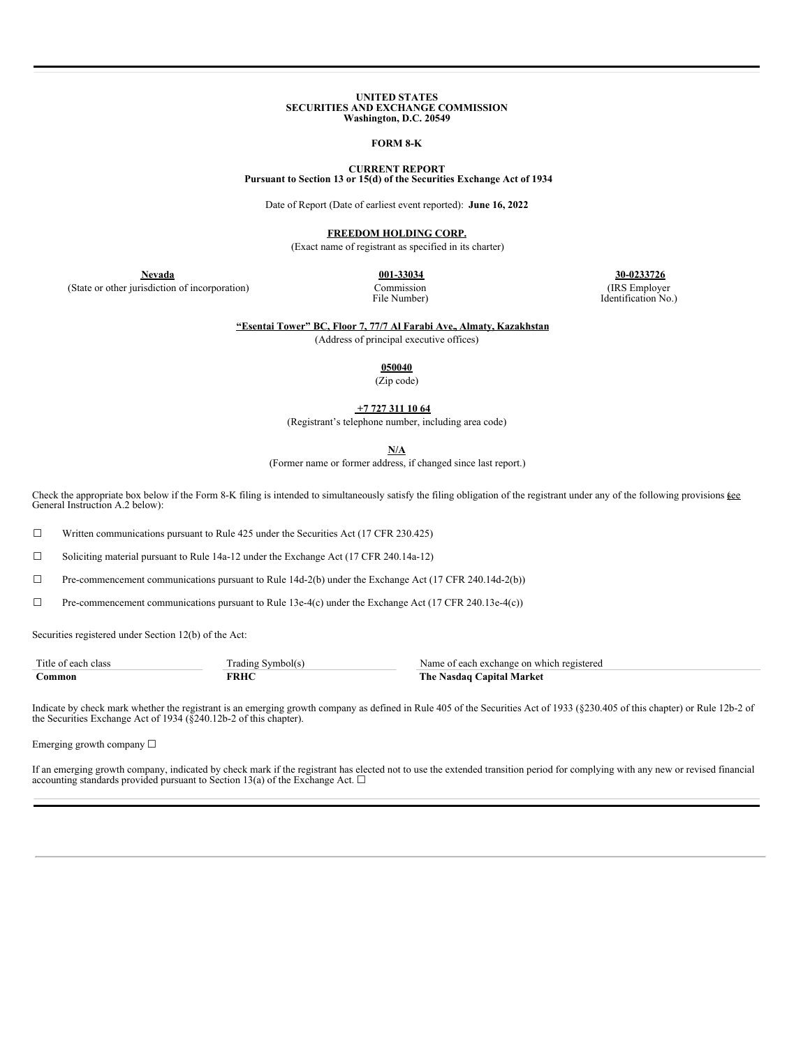**UNITED STATES**
**SECURITIES AND EXCHANGE COMMISSION**
**Washington, D.C. 20549**

**FORM 8-K**

**CURRENT REPORT**
**Pursuant to Section 13 or 15(d) of the Securities Exchange Act of 1934**

Date of Report (Date of earliest event reported): **June 16, 2022**

**FREEDOM HOLDING CORP.**
(Exact name of registrant as specified in its charter)

| **Nevada** | **001-33034** | **30-0233726** |
|---|---|---|
| (State or other jurisdiction of incorporation) | Commission File Number) | (IRS Employer Identification No.) |

**“Esentai Tower” BC, Floor 7, 77/7 Al Farabi Ave., Almaty, Kazakhstan**
(Address of principal executive offices)

**050040**
(Zip code)

**+7 727 311 10 64**
(Registrant’s telephone number, including area code)

**N/A**
(Former name or former address, if changed since last report.)

Check the appropriate box below if the Form 8-K filing is intended to simultaneously satisfy the filing obligation of the registrant under any of the following provisions (see General Instruction A.2 below):

☐ Written communications pursuant to Rule 425 under the Securities Act (17 CFR 230.425)

☐ Soliciting material pursuant to Rule 14a-12 under the Exchange Act (17 CFR 240.14a-12)

☐ Pre-commencement communications pursuant to Rule 14d-2(b) under the Exchange Act (17 CFR 240.14d-2(b))

☐ Pre-commencement communications pursuant to Rule 13e-4(c) under the Exchange Act (17 CFR 240.13e-4(c))

Securities registered under Section 12(b) of the Act:

| Title of each class | Trading Symbol(s) | Name of each exchange on which registered |
|---|---|---|
| **Common** | **FRHC** | **The Nasdaq Capital Market** |

Indicate by check mark whether the registrant is an emerging growth company as defined in Rule 405 of the Securities Act of 1933 (§230.405 of this chapter) or Rule 12b-2 of the Securities Exchange Act of 1934 (§240.12b-2 of this chapter).

Emerging growth company ☐

If an emerging growth company, indicated by check mark if the registrant has elected not to use the extended transition period for complying with any new or revised financial accounting standards provided pursuant to Section 13(a) of the Exchange Act. ☐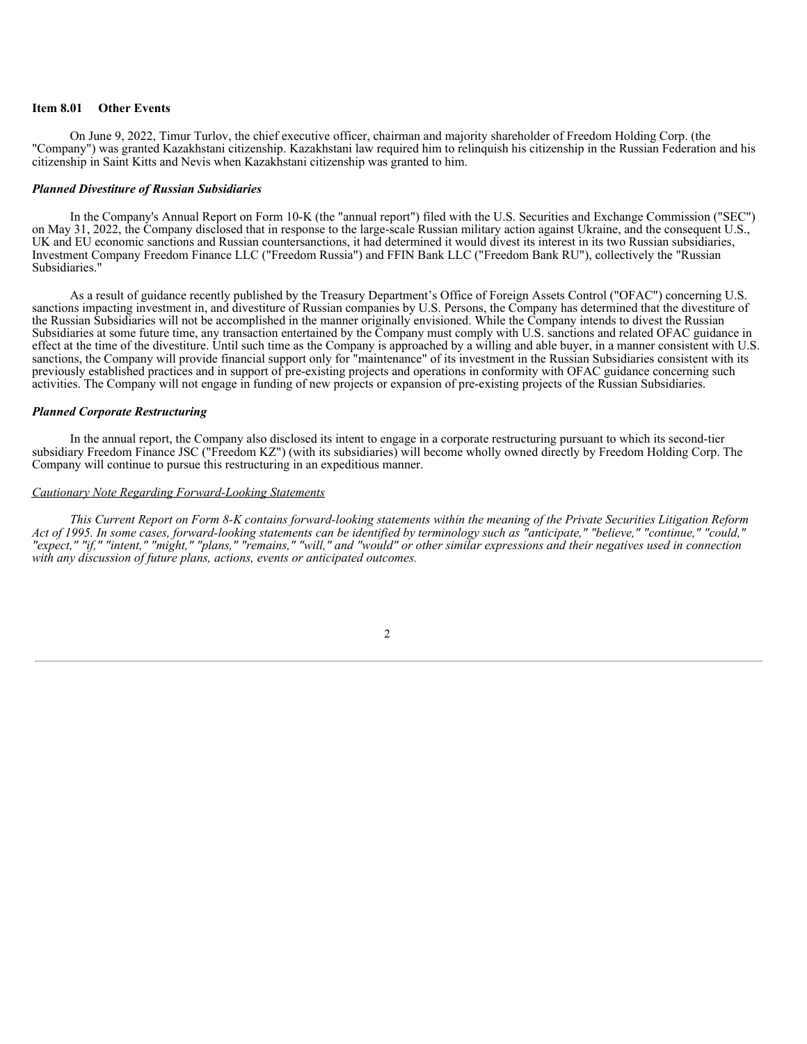**Item 8.01 Other Events**

On June 9, 2022, Timur Turlov, the chief executive officer, chairman and majority shareholder of Freedom Holding Corp. (the "Company") was granted Kazakhstani citizenship. Kazakhstani law required him to relinquish his citizenship in the Russian Federation and his citizenship in Saint Kitts and Nevis when Kazakhstani citizenship was granted to him.

***Planned Divestiture of Russian Subsidiaries***

In the Company's Annual Report on Form 10-K (the "annual report") filed with the U.S. Securities and Exchange Commission ("SEC") on May 31, 2022, the Company disclosed that in response to the large-scale Russian military action against Ukraine, and the consequent U.S., UK and EU economic sanctions and Russian countersanctions, it had determined it would divest its interest in its two Russian subsidiaries, Investment Company Freedom Finance LLC ("Freedom Russia") and FFIN Bank LLC ("Freedom Bank RU"), collectively the "Russian Subsidiaries."

As a result of guidance recently published by the Treasury Department's Office of Foreign Assets Control ("OFAC") concerning U.S. sanctions impacting investment in, and divestiture of Russian companies by U.S. Persons, the Company has determined that the divestiture of the Russian Subsidiaries will not be accomplished in the manner originally envisioned. While the Company intends to divest the Russian Subsidiaries at some future time, any transaction entertained by the Company must comply with U.S. sanctions and related OFAC guidance in effect at the time of the divestiture. Until such time as the Company is approached by a willing and able buyer, in a manner consistent with U.S. sanctions, the Company will provide financial support only for "maintenance" of its investment in the Russian Subsidiaries consistent with its previously established practices and in support of pre-existing projects and operations in conformity with OFAC guidance concerning such activities. The Company will not engage in funding of new projects or expansion of pre-existing projects of the Russian Subsidiaries.

***Planned Corporate Restructuring***

In the annual report, the Company also disclosed its intent to engage in a corporate restructuring pursuant to which its second-tier subsidiary Freedom Finance JSC ("Freedom KZ") (with its subsidiaries) will become wholly owned directly by Freedom Holding Corp. The Company will continue to pursue this restructuring in an expeditious manner.

Cautionary Note Regarding Forward-Looking Statements

*This Current Report on Form 8-K contains forward-looking statements within the meaning of the Private Securities Litigation Reform Act of 1995. In some cases, forward-looking statements can be identified by terminology such as "anticipate," "believe," "continue," "could," "expect," "if," "intent," "might," "plans," "remains," "will," and "would" or other similar expressions and their negatives used in connection with any discussion of future plans, actions, events or anticipated outcomes.*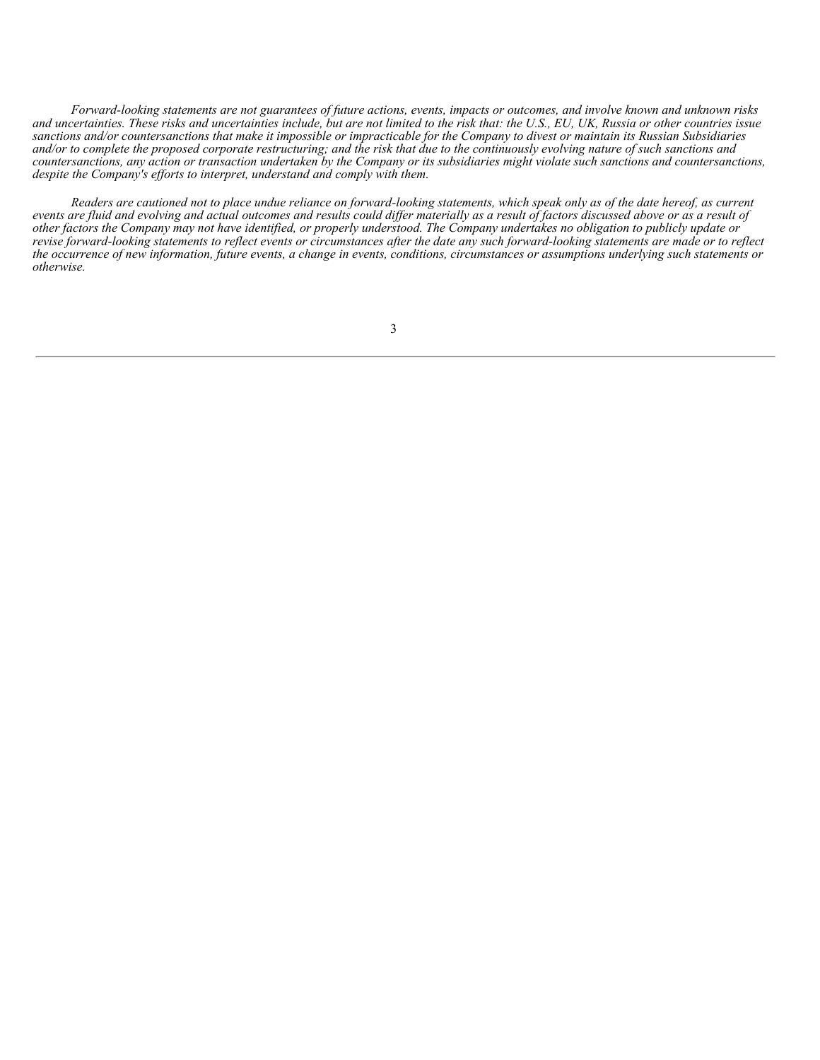*Forward-looking statements are not guarantees of future actions, events, impacts or outcomes, and involve known and unknown risks and uncertainties. These risks and uncertainties include, but are not limited to the risk that: the U.S., EU, UK, Russia or other countries issue sanctions and/or countersanctions that make it impossible or impracticable for the Company to divest or maintain its Russian Subsidiaries and/or to complete the proposed corporate restructuring; and the risk that due to the continuously evolving nature of such sanctions and countersanctions, any action or transaction undertaken by the Company or its subsidiaries might violate such sanctions and countersanctions, despite the Company's efforts to interpret, understand and comply with them.*

*Readers are cautioned not to place undue reliance on forward-looking statements, which speak only as of the date hereof, as current events are fluid and evolving and actual outcomes and results could differ materially as a result of factors discussed above or as a result of other factors the Company may not have identified, or properly understood. The Company undertakes no obligation to publicly update or revise forward-looking statements to reflect events or circumstances after the date any such forward-looking statements are made or to reflect the occurrence of new information, future events, a change in events, conditions, circumstances or assumptions underlying such statements or otherwise.*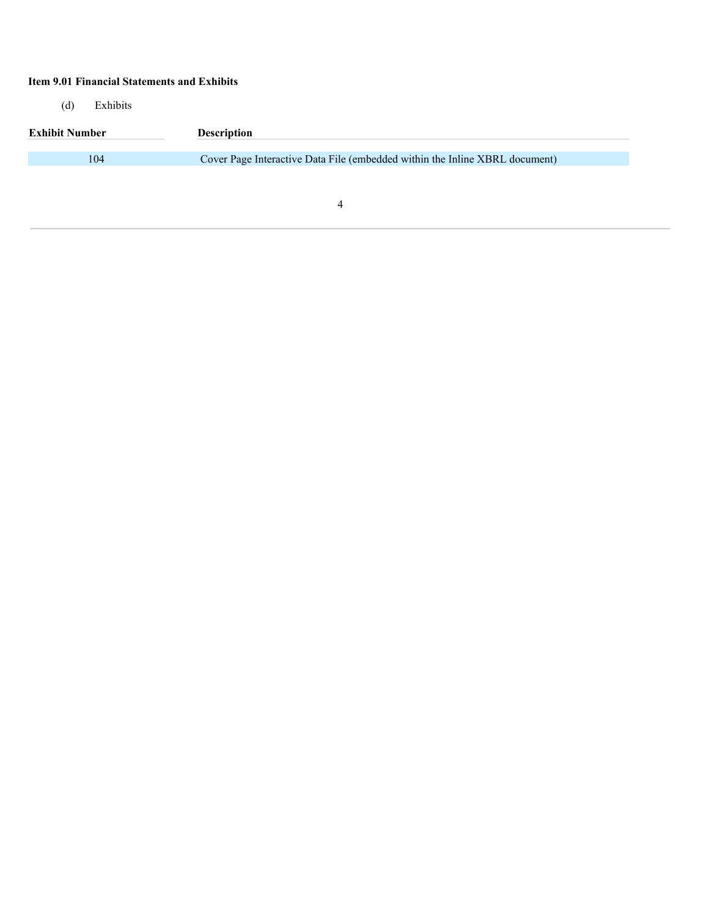**Item 9.01 Financial Statements and Exhibits**

(d) Exhibits

| Exhibit Number | Description |
| --- | --- |
| 104 | Cover Page Interactive Data File (embedded within the Inline XBRL document) |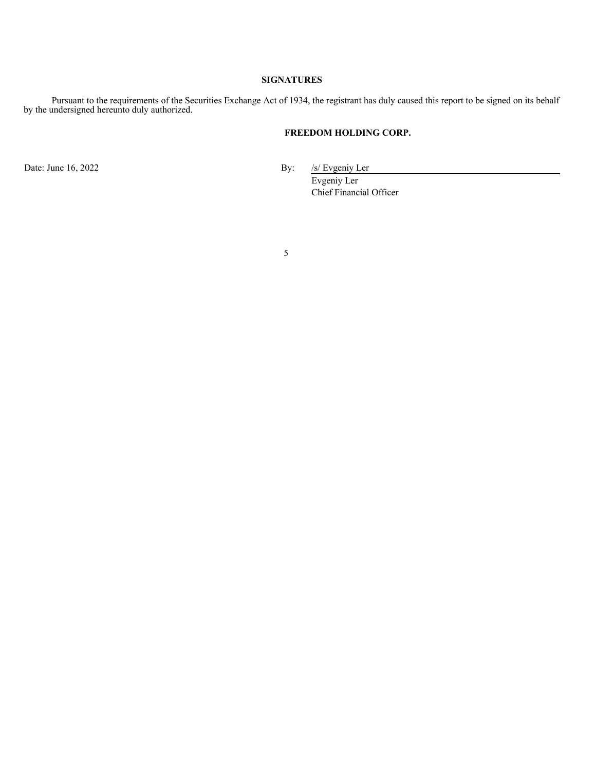**SIGNATURES**

Pursuant to the requirements of the Securities Exchange Act of 1934, the registrant has duly caused this report to be signed on its behalf by the undersigned hereunto duly authorized.

**FREEDOM HOLDING CORP.**

Date: June 16, 2022

By: /s/ Evgeniy Ler
Evgeniy Ler
Chief Financial Officer